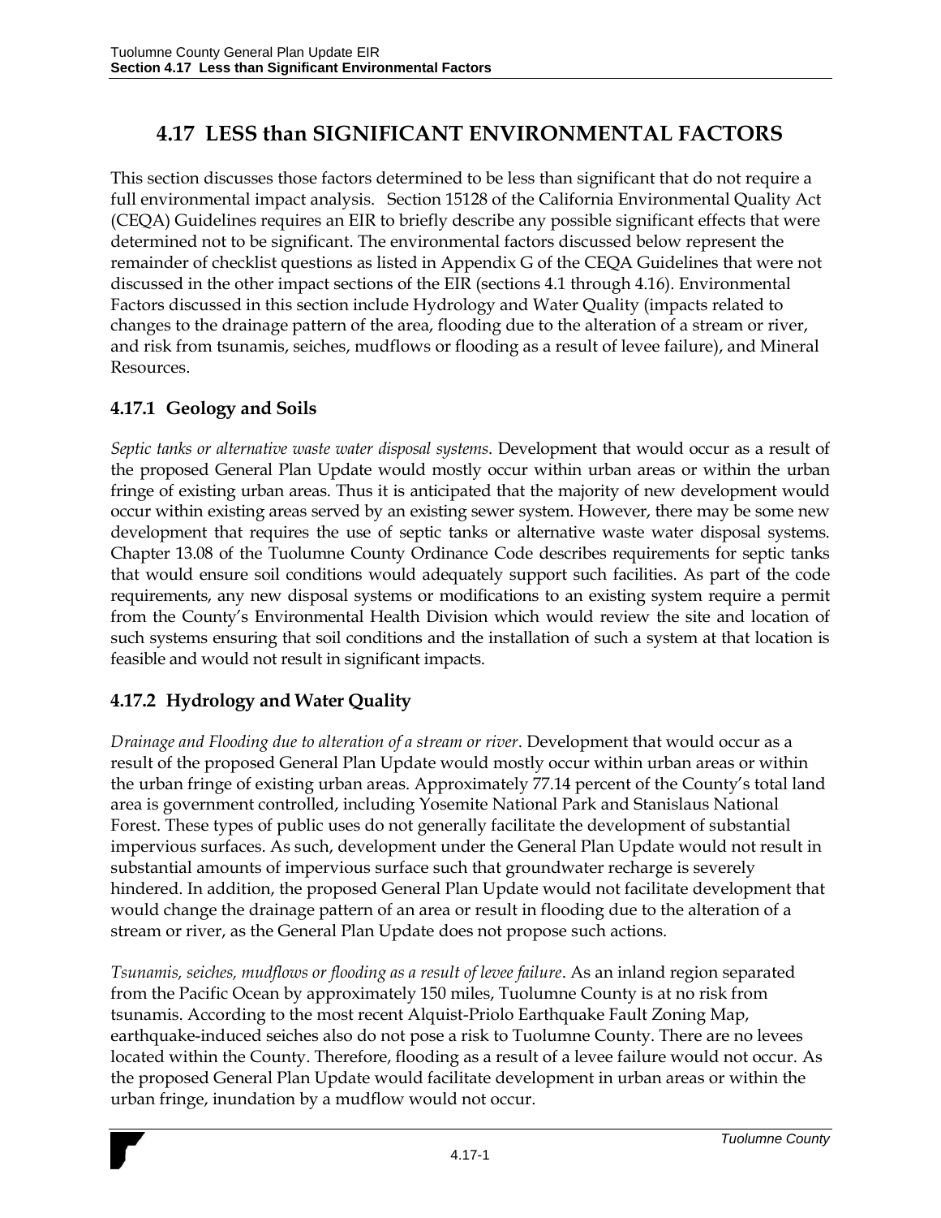# 4.17 LESS than SIGNIFICANT ENVIRONMENTAL FACTORS

This section discusses those factors determined to be less than significant that do not require a full environmental impact analysis. Section 15128 of the California Environmental Quality Act (CEQA) Guidelines requires an EIR to briefly describe any possible significant effects that were determined not to be significant. The environmental factors discussed below represent the remainder of checklist questions as listed in Appendix G of the CEQA Guidelines that were not discussed in the other impact sections of the EIR (sections 4.1 through 4.16). Environmental Factors discussed in this section include Hydrology and Water Quality (impacts related to changes to the drainage pattern of the area, flooding due to the alteration of a stream or river, and risk from tsunamis, seiches, mudflows or flooding as a result of levee failure), and Mineral Resources.

## 4.17.1 Geology and Soils

*Septic tanks or alternative waste water disposal systems*. Development that would occur as a result of the proposed General Plan Update would mostly occur within urban areas or within the urban fringe of existing urban areas. Thus it is anticipated that the majority of new development would occur within existing areas served by an existing sewer system. However, there may be some new development that requires the use of septic tanks or alternative waste water disposal systems. Chapter 13.08 of the Tuolumne County Ordinance Code describes requirements for septic tanks that would ensure soil conditions would adequately support such facilities. As part of the code requirements, any new disposal systems or modifications to an existing system require a permit from the County's Environmental Health Division which would review the site and location of such systems ensuring that soil conditions and the installation of such a system at that location is feasible and would not result in significant impacts.

## 4.17.2 Hydrology and Water Quality

*Drainage and Flooding due to alteration of a stream or river*. Development that would occur as a result of the proposed General Plan Update would mostly occur within urban areas or within the urban fringe of existing urban areas. Approximately 77.14 percent of the County's total land area is government controlled, including Yosemite National Park and Stanislaus National Forest. These types of public uses do not generally facilitate the development of substantial impervious surfaces. As such, development under the General Plan Update would not result in substantial amounts of impervious surface such that groundwater recharge is severely hindered. In addition, the proposed General Plan Update would not facilitate development that would change the drainage pattern of an area or result in flooding due to the alteration of a stream or river, as the General Plan Update does not propose such actions.

*Tsunamis, seiches, mudflows or flooding as a result of levee failure*. As an inland region separated from the Pacific Ocean by approximately 150 miles, Tuolumne County is at no risk from tsunamis. According to the most recent Alquist-Priolo Earthquake Fault Zoning Map, earthquake-induced seiches also do not pose a risk to Tuolumne County. There are no levees located within the County. Therefore, flooding as a result of a levee failure would not occur. As the proposed General Plan Update would facilitate development in urban areas or within the urban fringe, inundation by a mudflow would not occur.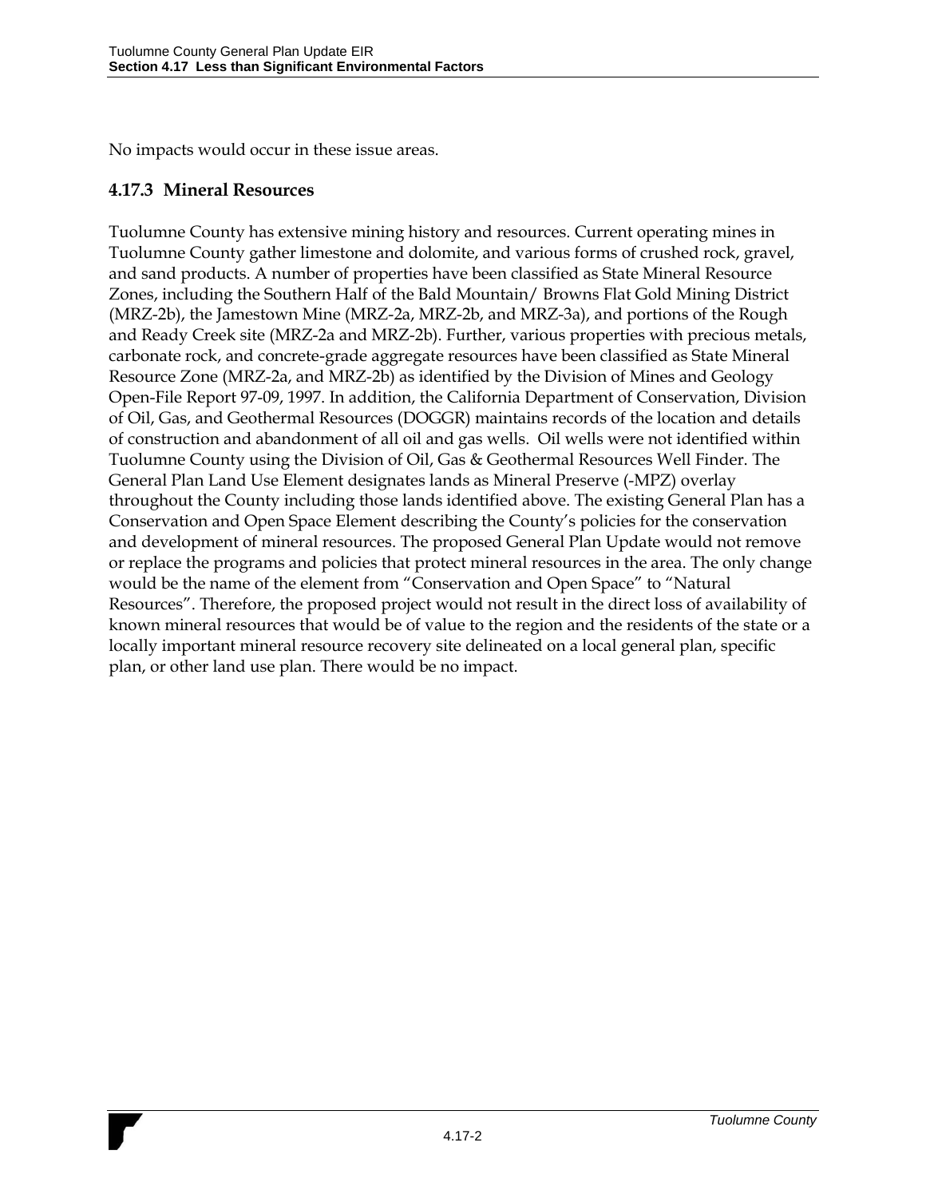No impacts would occur in these issue areas.

### 4.17.3 Mineral Resources

Tuolumne County has extensive mining history and resources. Current operating mines in Tuolumne County gather limestone and dolomite, and various forms of crushed rock, gravel, and sand products. A number of properties have been classified as State Mineral Resource Zones, including the Southern Half of the Bald Mountain/ Browns Flat Gold Mining District (MRZ-2b), the Jamestown Mine (MRZ-2a, MRZ-2b, and MRZ-3a), and portions of the Rough and Ready Creek site (MRZ-2a and MRZ-2b). Further, various properties with precious metals, carbonate rock, and concrete-grade aggregate resources have been classified as State Mineral Resource Zone (MRZ-2a, and MRZ-2b) as identified by the Division of Mines and Geology Open-File Report 97-09, 1997. In addition, the California Department of Conservation, Division of Oil, Gas, and Geothermal Resources (DOGGR) maintains records of the location and details of construction and abandonment of all oil and gas wells. Oil wells were not identified within Tuolumne County using the Division of Oil, Gas & Geothermal Resources Well Finder. The General Plan Land Use Element designates lands as Mineral Preserve (-MPZ) overlay throughout the County including those lands identified above. The existing General Plan has a Conservation and Open Space Element describing the County's policies for the conservation and development of mineral resources. The proposed General Plan Update would not remove or replace the programs and policies that protect mineral resources in the area. The only change would be the name of the element from "Conservation and Open Space" to "Natural Resources". Therefore, the proposed project would not result in the direct loss of availability of known mineral resources that would be of value to the region and the residents of the state or a locally important mineral resource recovery site delineated on a local general plan, specific plan, or other land use plan. There would be no impact.